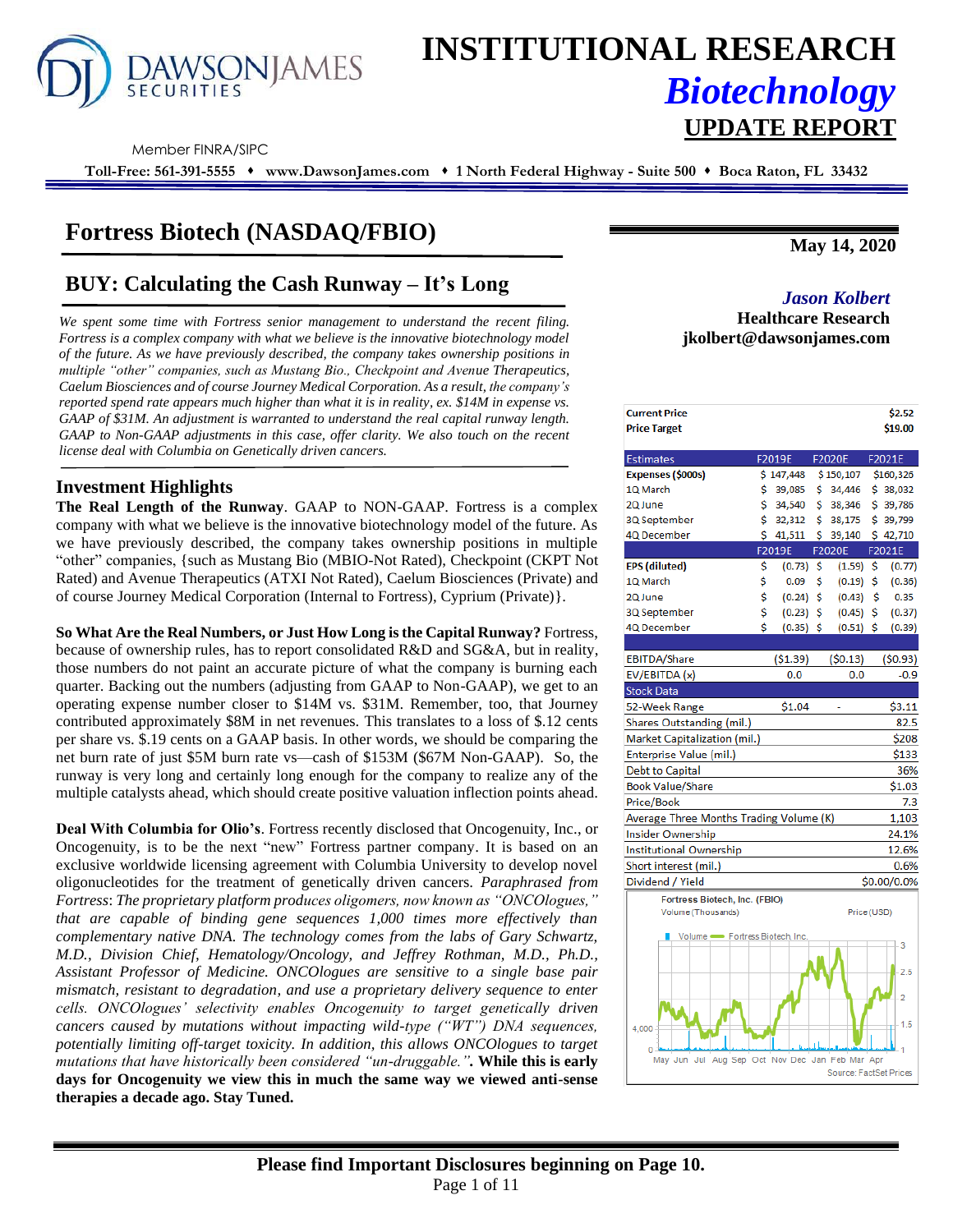# INSTITUTIONAL RESEARCH

## *Biotechnology*

## UPDATE REPORT

DAWSONJAMES SECURITIES

Member FINRA/SIPC

**Toll-Free: 561-391-5555 ♦ www.DawsonJames.com ♦ 1 North Federal Highway - Suite 500 ♦ Boca Raton, FL 33432**

# Fortress Biotech (NASDAQ/FBIO)

**May 14, 2020**

## BUY: Calculating the Cash Runway – It's Long

*We spent some time with Fortress senior management to understand the recent filing. Fortress is a complex company with what we believe is the innovative biotechnology model of the future. As we have previously described, the company takes ownership positions in multiple "other" companies, such as Mustang Bio., Checkpoint and Avenue Therapeutics, Caelum Biosciences and of course Journey Medical Corporation. As a result, the company's reported spend rate appears much higher than what it is in reality, ex. $14M in expense vs. GAAP of $31M. An adjustment is warranted to understand the real capital runway length. GAAP to Non-GAAP adjustments in this case, offer clarity. We also touch on the recent license deal with Columbia on Genetically driven cancers.*

***Jason Kolbert***
**Healthcare Research**
**jkolbert@dawsonjames.com**

### Investment Highlights

**The Real Length of the Runway**. GAAP to NON-GAAP. Fortress is a complex company with what we believe is the innovative biotechnology model of the future. As we have previously described, the company takes ownership positions in multiple "other" companies, {such as Mustang Bio (MBIO-Not Rated), Checkpoint (CKPT Not Rated) and Avenue Therapeutics (ATXI Not Rated), Caelum Biosciences (Private) and of course Journey Medical Corporation (Internal to Fortress), Cyprium (Private)}.

**So What Are the Real Numbers, or Just How Long is the Capital Runway?** Fortress, because of ownership rules, has to report consolidated R&D and SG&A, but in reality, those numbers do not paint an accurate picture of what the company is burning each quarter. Backing out the numbers (adjusting from GAAP to Non-GAAP), we get to an operating expense number closer to $14M vs. $31M. Remember, too, that Journey contributed approximately $8M in net revenues. This translates to a loss of $.12 cents per share vs. $.19 cents on a GAAP basis. In other words, we should be comparing the net burn rate of just $5M burn rate vs—cash of $153M ($67M Non-GAAP). So, the runway is very long and certainly long enough for the company to realize any of the multiple catalysts ahead, which should create positive valuation inflection points ahead.

**Deal With Columbia for Olio's**. Fortress recently disclosed that Oncogenuity, Inc., or Oncogenuity, is to be the next "new" Fortress partner company. It is based on an exclusive worldwide licensing agreement with Columbia University to develop novel oligonucleotides for the treatment of genetically driven cancers. *Paraphrased from Fortress*: *The proprietary platform produces oligomers, now known as "ONCOlogues," that are capable of binding gene sequences 1,000 times more effectively than complementary native DNA. The technology comes from the labs of Gary Schwartz, M.D., Division Chief, Hematology/Oncology, and Jeffrey Rothman, M.D., Ph.D., Assistant Professor of Medicine. ONCOlogues are sensitive to a single base pair mismatch, resistant to degradation, and use a proprietary delivery sequence to enter cells. ONCOlogues' selectivity enables Oncogenuity to target genetically driven cancers caused by mutations without impacting wild-type ("WT") DNA sequences, potentially limiting off-target toxicity. In addition, this allows ONCOlogues to target mutations that have historically been considered "un-druggable."*. **While this is early days for Oncogenuity we view this in much the same way we viewed anti-sense therapies a decade ago. Stay Tuned.**

| | |
|---|---|
| **Current Price** | **$2.52** |
| **Price Target** | **$19.00** |

| Estimates | F2019E | F2020E | F2021E |
|---|---|---|---|
| **Expenses ($000s)** | $ 147,448 | $ 150,107 | $160,326 |
| 1Q March | $ 39,085 | $ 34,446 | $ 38,032 |
| 2Q June | $ 34,540 | $ 38,346 | $ 39,786 |
| 3Q September | $ 32,312 | $ 38,175 | $ 39,799 |
| 4Q December | $ 41,511 | $ 39,140 | $ 42,710 |
| | **F2019E** | **F2020E** | **F2021E** |
| **EPS (diluted)** | $ (0.73) | $ (1.59) | $ (0.77) |
| 1Q March | $ 0.09 | $ (0.19) | $ (0.36) |
| 2Q June | $ (0.24) | $ (0.43) | $ 0.35 |
| 3Q September | $ (0.23) | $ (0.45) | $ (0.37) |
| 4Q December | $ (0.35) | $ (0.51) | $ (0.39) |
| | | | |
| EBITDA/Share | ($1.39) | ($0.13) | ($0.93) |
| EV/EBITDA (x) | 0.0 | 0.0 | -0.9 |

| Stock Data | | | |
|---|---|---|---|
| 52-Week Range | $1.04 | - | $3.11 |
| Shares Outstanding (mil.) | | | 82.5 |
| Market Capitalization (mil.) | | | $208 |
| Enterprise Value (mil.) | | | $133 |
| Debt to Capital | | | 36% |
| Book Value/Share | | | $1.03 |
| Price/Book | | | 7.3 |
| Average Three Months Trading Volume (K) | | | 1,103 |
| Insider Ownership | | | 24.1% |
| Institutional Ownership | | | 12.6% |
| Short interest (mil.) | | | 0.6% |
| Dividend / Yield | | | $0.00/0.0% |

Fortress Biotech, Inc. (FBIO)
Volume (Thousands) Price (USD)
Volume Fortress Biotech Inc.
May Jun Jul Aug Sep Oct Nov Dec Jan Feb Mar Apr
Source: FactSet Prices

**Please find Important Disclosures beginning on Page 10.**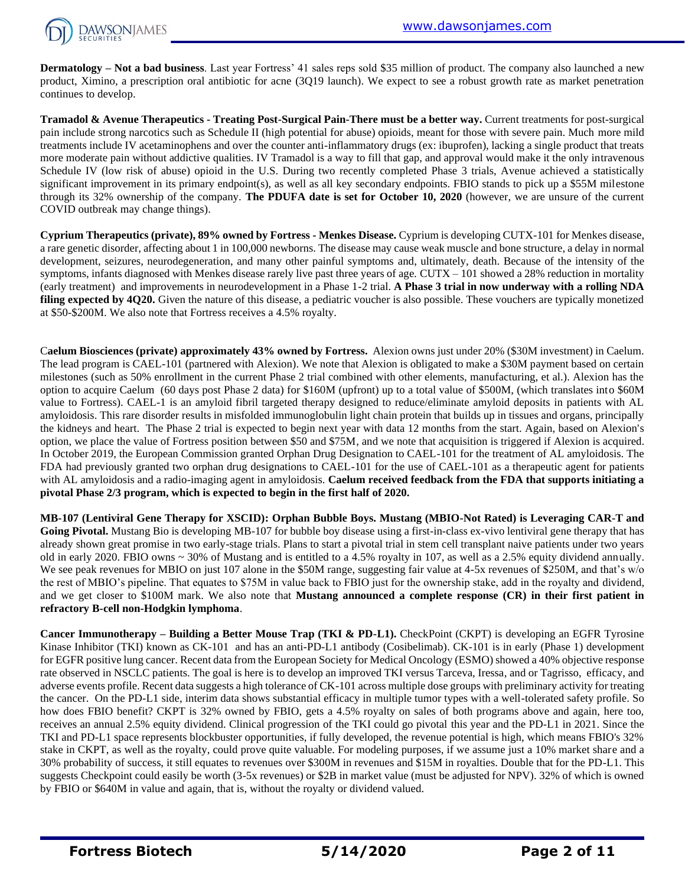**Dermatology – Not a bad business**. Last year Fortress' 41 sales reps sold $35 million of product. The company also launched a new product, Ximino, a prescription oral antibiotic for acne (3Q19 launch). We expect to see a robust growth rate as market penetration continues to develop.

**Tramadol & Avenue Therapeutics - Treating Post-Surgical Pain-There must be a better way.** Current treatments for post-surgical pain include strong narcotics such as Schedule II (high potential for abuse) opioids, meant for those with severe pain. Much more mild treatments include IV acetaminophens and over the counter anti-inflammatory drugs (ex: ibuprofen), lacking a single product that treats more moderate pain without addictive qualities. IV Tramadol is a way to fill that gap, and approval would make it the only intravenous Schedule IV (low risk of abuse) opioid in the U.S. During two recently completed Phase 3 trials, Avenue achieved a statistically significant improvement in its primary endpoint(s), as well as all key secondary endpoints. FBIO stands to pick up a $55M milestone through its 32% ownership of the company. **The PDUFA date is set for October 10, 2020** (however, we are unsure of the current COVID outbreak may change things).

**Cyprium Therapeutics (private), 89% owned by Fortress - Menkes Disease.** Cyprium is developing CUTX-101 for Menkes disease, a rare genetic disorder, affecting about 1 in 100,000 newborns. The disease may cause weak muscle and bone structure, a delay in normal development, seizures, neurodegeneration, and many other painful symptoms and, ultimately, death. Because of the intensity of the symptoms, infants diagnosed with Menkes disease rarely live past three years of age. CUTX – 101 showed a 28% reduction in mortality (early treatment) and improvements in neurodevelopment in a Phase 1-2 trial. **A Phase 3 trial in now underway with a rolling NDA filing expected by 4Q20.** Given the nature of this disease, a pediatric voucher is also possible. These vouchers are typically monetized at $50-$200M. We also note that Fortress receives a 4.5% royalty.

C**aelum Biosciences (private) approximately 43% owned by Fortress.** Alexion owns just under 20% ($30M investment) in Caelum. The lead program is CAEL-101 (partnered with Alexion). We note that Alexion is obligated to make a $30M payment based on certain milestones (such as 50% enrollment in the current Phase 2 trial combined with other elements, manufacturing, et al.). Alexion has the option to acquire Caelum (60 days post Phase 2 data) for $160M (upfront) up to a total value of $500M, (which translates into $60M value to Fortress). CAEL-1 is an amyloid fibril targeted therapy designed to reduce/eliminate amyloid deposits in patients with AL amyloidosis. This rare disorder results in misfolded immunoglobulin light chain protein that builds up in tissues and organs, principally the kidneys and heart. The Phase 2 trial is expected to begin next year with data 12 months from the start. Again, based on Alexion's option, we place the value of Fortress position between $50 and $75M, and we note that acquisition is triggered if Alexion is acquired. In October 2019, the European Commission granted Orphan Drug Designation to CAEL-101 for the treatment of AL amyloidosis. The FDA had previously granted two orphan drug designations to CAEL-101 for the use of CAEL-101 as a therapeutic agent for patients with AL amyloidosis and a radio-imaging agent in amyloidosis. **Caelum received feedback from the FDA that supports initiating a pivotal Phase 2/3 program, which is expected to begin in the first half of 2020.**

**MB-107 (Lentiviral Gene Therapy for XSCID): Orphan Bubble Boys. Mustang (MBIO-Not Rated) is Leveraging CAR-T and Going Pivotal.** Mustang Bio is developing MB-107 for bubble boy disease using a first-in-class ex-vivo lentiviral gene therapy that has already shown great promise in two early-stage trials. Plans to start a pivotal trial in stem cell transplant naive patients under two years old in early 2020. FBIO owns ~ 30% of Mustang and is entitled to a 4.5% royalty in 107, as well as a 2.5% equity dividend annually. We see peak revenues for MBIO on just 107 alone in the $50M range, suggesting fair value at 4-5x revenues of $250M, and that's w/o the rest of MBIO's pipeline. That equates to $75M in value back to FBIO just for the ownership stake, add in the royalty and dividend, and we get closer to $100M mark. We also note that **Mustang announced a complete response (CR) in their first patient in refractory B-cell non-Hodgkin lymphoma**.

**Cancer Immunotherapy – Building a Better Mouse Trap (TKI & PD-L1).** CheckPoint (CKPT) is developing an EGFR Tyrosine Kinase Inhibitor (TKI) known as CK-101 and has an anti-PD-L1 antibody (Cosibelimab). CK-101 is in early (Phase 1) development for EGFR positive lung cancer. Recent data from the European Society for Medical Oncology (ESMO) showed a 40% objective response rate observed in NSCLC patients. The goal is here is to develop an improved TKI versus Tarceva, Iressa, and or Tagrisso, efficacy, and adverse events profile. Recent data suggests a high tolerance of CK-101 across multiple dose groups with preliminary activity for treating the cancer. On the PD-L1 side, interim data shows substantial efficacy in multiple tumor types with a well-tolerated safety profile. So how does FBIO benefit? CKPT is 32% owned by FBIO, gets a 4.5% royalty on sales of both programs above and again, here too, receives an annual 2.5% equity dividend. Clinical progression of the TKI could go pivotal this year and the PD-L1 in 2021. Since the TKI and PD-L1 space represents blockbuster opportunities, if fully developed, the revenue potential is high, which means FBIO's 32% stake in CKPT, as well as the royalty, could prove quite valuable. For modeling purposes, if we assume just a 10% market share and a 30% probability of success, it still equates to revenues over $300M in revenues and $15M in royalties. Double that for the PD-L1. This suggests Checkpoint could easily be worth (3-5x revenues) or $2B in market value (must be adjusted for NPV). 32% of which is owned by FBIO or $640M in value and again, that is, without the royalty or dividend valued.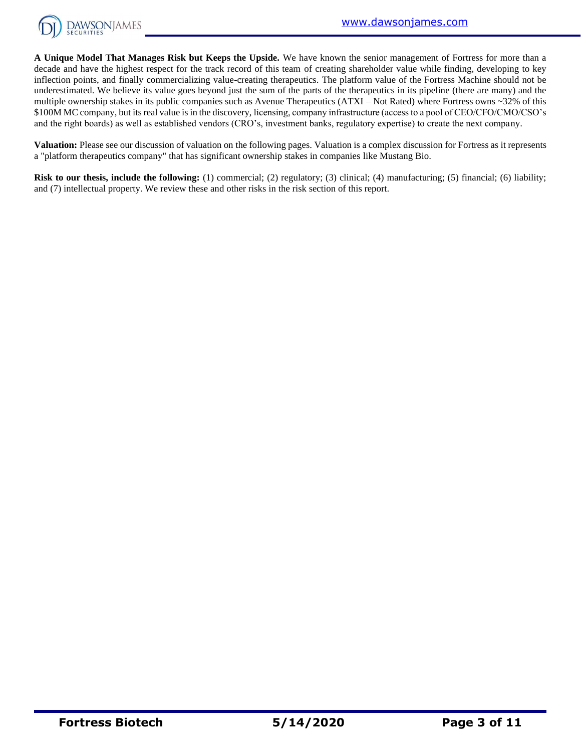**A Unique Model That Manages Risk but Keeps the Upside.** We have known the senior management of Fortress for more than a decade and have the highest respect for the track record of this team of creating shareholder value while finding, developing to key inflection points, and finally commercializing value-creating therapeutics. The platform value of the Fortress Machine should not be underestimated. We believe its value goes beyond just the sum of the parts of the therapeutics in its pipeline (there are many) and the multiple ownership stakes in its public companies such as Avenue Therapeutics (ATXI – Not Rated) where Fortress owns ~32% of this $100M MC company, but its real value is in the discovery, licensing, company infrastructure (access to a pool of CEO/CFO/CMO/CSO's and the right boards) as well as established vendors (CRO's, investment banks, regulatory expertise) to create the next company.

**Valuation:** Please see our discussion of valuation on the following pages. Valuation is a complex discussion for Fortress as it represents a "platform therapeutics company" that has significant ownership stakes in companies like Mustang Bio.

**Risk to our thesis, include the following:** (1) commercial; (2) regulatory; (3) clinical; (4) manufacturing; (5) financial; (6) liability; and (7) intellectual property. We review these and other risks in the risk section of this report.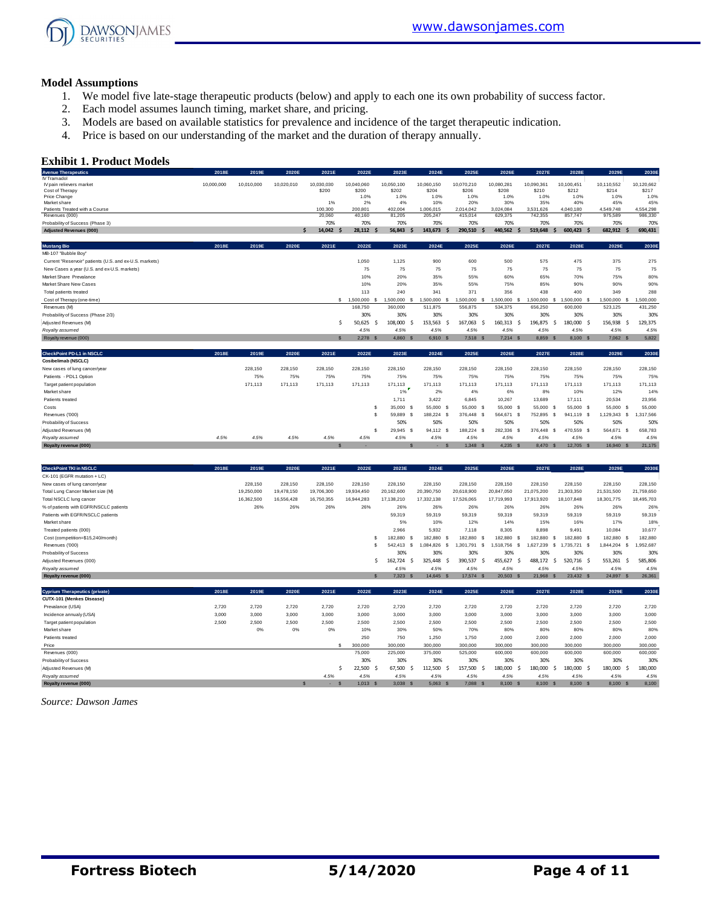## Model Assumptions

1. We model five late-stage therapeutic products (below) and apply to each one its own probability of success factor.
2. Each model assumes launch timing, market share, and pricing.
3. Models are based on available statistics for prevalence and incidence of the target therapeutic indication.
4. Price is based on our understanding of the market and the duration of therapy annually.

## Exhibit 1. Product Models

| Avenue Therapeutics | 2018E | 2019E | 2020E | 2021E | 2022E | 2023E | 2024E | 2025E | 2026E | 2027E | 2028E | 2029E | 2030E |
|---|---|---|---|---|---|---|---|---|---|---|---|---|---|
| IV Tramadol | | | | | | | | | | | | | |
| IV pain relievers market | 10,000,000 | 10,010,000 | 10,020,010 | 10,030,030 | 10,040,060 | 10,050,100 | 10,060,150 | 10,070,210 | 10,080,281 | 10,090,361 | 10,100,451 | 10,110,552 | 10,120,662 |
| Cost of Therapy | | | | $200 | $200 | $202 | $204 | $206 | $208 | $210 | $212 | $214 | $217 |
| Price Change | | | | | 1.0% | 1.0% | 1.0% | 1.0% | 1.0% | 1.0% | 1.0% | 1.0% | 1.0% |
| Market share | | | | 1% | 2% | 4% | 10% | 20% | 30% | 35% | 40% | 45% | 45% |
| Patients Treated with a Course | | | | 100,300 | 200,801 | 402,004 | 1,006,015 | 2,014,042 | 3,024,084 | 3,531,626 | 4,040,180 | 4,549,748 | 4,554,298 |
| Revenues (000) | | | | 20,060 | 40,160 | 81,205 | 205,247 | 415,014 | 629,375 | 742,355 | 857,747 | 975,589 | 986,330 |
| Probability of Success (Phase 3) | | | | 70% | 70% | 70% | 70% | 70% | 70% | 70% | 70% | 70% | 70% |
| **Adjusted Revenues (000)** | | | | $ 14,042 | $ 28,112 | $ 56,843 | $ 143,673 | $ 290,510 | $ 440,562 | $ 519,648 | $ 600,423 | $ 682,912 | $ 690,431 |

| Mustang Bio | 2018E | 2019E | 2020E | 2021E | 2022E | 2023E | 2024E | 2025E | 2026E | 2027E | 2028E | 2029E | 2030E |
|---|---|---|---|---|---|---|---|---|---|---|---|---|---|
| MB-107 "Bubble Boy" | | | | | | | | | | | | | |
| Current "Reservoir" patients (U.S. and ex-U.S. markets) | | | | | 1,050 | 1,125 | 900 | 600 | 500 | 575 | 475 | 375 | 275 |
| New Cases a year (U.S. and ex-U.S. markets) | | | | | 75 | 75 | 75 | 75 | 75 | 75 | 75 | 75 | 75 |
| Market Share Prevalance | | | | | 10% | 20% | 35% | 55% | 60% | 65% | 70% | 75% | 80% |
| Market Share New Cases | | | | | 10% | 20% | 35% | 55% | 75% | 85% | 90% | 90% | 90% |
| Total patients treated | | | | | 113 | 240 | 341 | 371 | 356 | 438 | 400 | 349 | 288 |
| Cost of Therapy (one-time) | | | | | $ 1,500,000 | $ 1,500,000 | $ 1,500,000 | $ 1,500,000 | $ 1,500,000 | $ 1,500,000 | $ 1,500,000 | $ 1,500,000 | $ 1,500,000 |
| Revenues (M) | | | | | 168,750 | 360,000 | 511,875 | 556,875 | 534,375 | 656,250 | 600,000 | 523,125 | 431,250 |
| Probability of Success (Phase 2/3) | | | | | 30% | 30% | 30% | 30% | 30% | 30% | 30% | 30% | 30% |
| Adjusted Revenues (M) | | | | $ | 50,625 | $ 108,000 | $ 153,563 | $ 167,063 | $ 160,313 | $ 196,875 | $ 180,000 | $ 156,938 | $ 129,375 |
| *Royalty assumed* | | | | | *4.5%* | *4.5%* | *4.5%* | *4.5%* | *4.5%* | *4.5%* | *4.5%* | *4.5%* | *4.5%* |
| **Royalty revenue (000)** | | | | $ | 2,278 | $ 4,860 | $ 6,910 | $ 7,518 | $ 7,214 | $ 8,859 | $ 8,100 | $ 7,062 | $ 5,822 |

| CheckPoint PD-L1 in NSCLC | 2018E | 2019E | 2020E | 2021E | 2022E | 2023E | 2024E | 2025E | 2026E | 2027E | 2028E | 2029E | 2030E |
|---|---|---|---|---|---|---|---|---|---|---|---|---|---|
| **Cosibelimab (NSCLC)** | | | | | | | | | | | | | |
| New cases of lung cancer/year | | 228,150 | 228,150 | 228,150 | 228,150 | 228,150 | 228,150 | 228,150 | 228,150 | 228,150 | 228,150 | 228,150 | 228,150 |
| Patients - PDL1 Option | | 75% | 75% | 75% | 75% | 75% | 75% | 75% | 75% | 75% | 75% | 75% | 75% |
| Target patient population | | 171,113 | 171,113 | 171,113 | 171,113 | 171,113 | 171,113 | 171,113 | 171,113 | 171,113 | 171,113 | 171,113 | 171,113 |
| Market share | | | | | | 1% | 2% | 4% | 6% | 8% | 10% | 12% | 14% |
| Patients treated | | | | | | 1,711 | 3,422 | 6,845 | 10,267 | 13,689 | 17,111 | 20,534 | 23,956 |
| Costs | | | | | $ | 35,000 | $ 55,000 | $ 55,000 | $ 55,000 | $ 55,000 | $ 55,000 | $ 55,000 | $ 55,000 |
| Revenues ('000) | | | | | $ | 59,889 | $ 188,224 | $ 376,448 | $ 564,671 | $ 752,895 | $ 941,119 | $ 1,129,343 | $ 1,317,566 |
| Probability of Success | | | | | | 50% | 50% | 50% | 50% | 50% | 50% | 50% | 50% |
| Adjusted Revenues (M) | | | | | $ | 29,945 | $ 94,112 | $ 188,224 | $ 282,336 | $ 376,448 | $ 470,559 | $ 564,671 | $ 658,783 |
| *Royalty assumed* | *4.5%* | *4.5%* | *4.5%* | *4.5%* | *4.5%* | *4.5%* | *4.5%* | *4.5%* | *4.5%* | *4.5%* | *4.5%* | *4.5%* | *4.5%* |
| **Royalty revenue (000)** | | | | | $ - | | $ - | $ 1,348 | $ 4,235 | $ 8,470 | $ 12,705 | $ 16,940 | $ 21,175 |

| CheckPoint TKI in NSCLC | 2018E | 2019E | 2020E | 2021E | 2022E | 2023E | 2024E | 2025E | 2026E | 2027E | 2028E | 2029E | 2030E |
|---|---|---|---|---|---|---|---|---|---|---|---|---|---|
| CK-101 (EGFR mutation + LC) | | | | | | | | | | | | | |
| New cases of lung cancer/year | | 228,150 | 228,150 | 228,150 | 228,150 | 228,150 | 228,150 | 228,150 | 228,150 | 228,150 | 228,150 | 228,150 | 228,150 |
| Total Lung Cancer Market size (M) | | 19,250,000 | 19,478,150 | 19,706,300 | 19,934,450 | 20,162,600 | 20,390,750 | 20,618,900 | 20,847,050 | 21,075,200 | 21,303,350 | 21,531,500 | 21,759,650 |
| Total NSCLC lung cancer | | 16,362,500 | 16,556,428 | 16,750,355 | 16,944,283 | 17,138,210 | 17,332,138 | 17,526,065 | 17,719,993 | 17,913,920 | 18,107,848 | 18,301,775 | 18,495,703 |
| % of patients with EGFR/NSCLC patients | | 26% | 26% | 26% | 26% | 26% | 26% | 26% | 26% | 26% | 26% | 26% | 26% |
| Patients with EGFR/NSCLC patients | | | | | | 59,319 | 59,319 | 59,319 | 59,319 | 59,319 | 59,319 | 59,319 | 59,319 |
| Market share | | | | | | 5% | 10% | 12% | 14% | 15% | 16% | 17% | 18% |
| Treated patients (000) | | | | | | 2,966 | 5,932 | 7,118 | 8,305 | 8,898 | 9,491 | 10,084 | 10,677 |
| Cost (competition=$15,240/month) | | | | | $ | 182,880 | $ 182,880 | $ 182,880 | $ 182,880 | $ 182,880 | $ 182,880 | $ 182,880 | $ 182,880 |
| Revenues ('000) | | | | | $ | 542,413 | $ 1,084,826 | $ 1,301,791 | $ 1,518,756 | $ 1,627,239 | $ 1,735,721 | $ 1,844,204 | $ 1,952,687 |
| Probability of Success | | | | | | 30% | 30% | 30% | 30% | 30% | 30% | 30% | 30% |
| Adjusted Revenues (000) | | | | | $ | 162,724 | $ 325,448 | $ 390,537 | $ 455,627 | $ 488,172 | $ 520,716 | $ 553,261 | $ 585,806 |
| *Royalty assumed* | | | | | | *4.5%* | *4.5%* | *4.5%* | *4.5%* | *4.5%* | *4.5%* | *4.5%* | *4.5%* |
| **Royalty revenue (000)** | | | | | $ | 7,323 | $ 14,645 | $ 17,574 | $ 20,503 | $ 21,968 | $ 23,432 | $ 24,897 | $ 26,361 |

| Cyprium Therapeutics (private) | 2018E | 2019E | 2020E | 2021E | 2022E | 2023E | 2024E | 2025E | 2026E | 2027E | 2028E | 2029E | 2030E |
|---|---|---|---|---|---|---|---|---|---|---|---|---|---|
| **CUTX-101 (Menkes Disease)** | | | | | | | | | | | | | |
| Prevalance (USA) | 2,720 | 2,720 | 2,720 | 2,720 | 2,720 | 2,720 | 2,720 | 2,720 | 2,720 | 2,720 | 2,720 | 2,720 | 2,720 |
| Incidence annualy (USA) | 3,000 | 3,000 | 3,000 | 3,000 | 3,000 | 3,000 | 3,000 | 3,000 | 3,000 | 3,000 | 3,000 | 3,000 | 3,000 |
| Target patient population | 2,500 | 2,500 | 2,500 | 2,500 | 2,500 | 2,500 | 2,500 | 2,500 | 2,500 | 2,500 | 2,500 | 2,500 | 2,500 |
| Market share | | 0% | 0% | 0% | 10% | 30% | 50% | 70% | 80% | 80% | 80% | 80% | 80% |
| Patients treated | | | | | 250 | 750 | 1,250 | 1,750 | 2,000 | 2,000 | 2,000 | 2,000 | 2,000 |
| Price | | | | $ | 300,000 | 300,000 | 300,000 | 300,000 | 300,000 | 300,000 | 300,000 | 300,000 | 300,000 |
| Revenues (000) | | | | | 75,000 | 225,000 | 375,000 | 525,000 | 600,000 | 600,000 | 600,000 | 600,000 | 600,000 |
| Probability of Success | | | | | 30% | 30% | 30% | 30% | 30% | 30% | 30% | 30% | 30% |
| Adjusted Revenues (M) | | | | $ | 22,500 | $ 67,500 | $ 112,500 | $ 157,500 | $ 180,000 | $ 180,000 | $ 180,000 | $ 180,000 | $ 180,000 |
| *Royalty assumed* | | | | *4.5%* | *4.5%* | *4.5%* | *4.5%* | *4.5%* | *4.5%* | *4.5%* | *4.5%* | *4.5%* | *4.5%* |
| **Royalty revenue (000)** | | | $ | - | $ 1,013 | $ 3,038 | $ 5,063 | $ 7,088 | $ 8,100 | $ 8,100 | $ 8,100 | $ 8,100 | $ 8,100 |

*Source: Dawson James*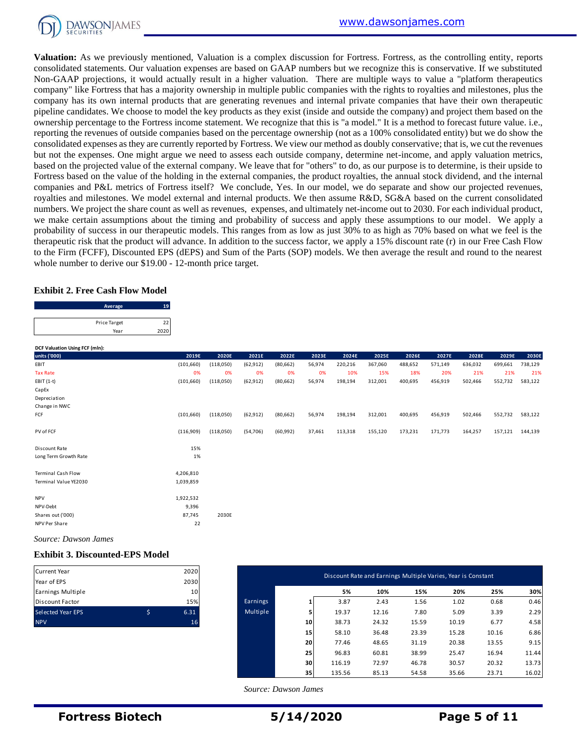**Valuation:** As we previously mentioned, Valuation is a complex discussion for Fortress. Fortress, as the controlling entity, reports consolidated statements. Our valuation expenses are based on GAAP numbers but we recognize this is conservative. If we substituted Non-GAAP projections, it would actually result in a higher valuation. There are multiple ways to value a "platform therapeutics company" like Fortress that has a majority ownership in multiple public companies with the rights to royalties and milestones, plus the company has its own internal products that are generating revenues and internal private companies that have their own therapeutic pipeline candidates. We choose to model the key products as they exist (inside and outside the company) and project them based on the ownership percentage to the Fortress income statement. We recognize that this is "a model." It is a method to forecast future value. i.e., reporting the revenues of outside companies based on the percentage ownership (not as a 100% consolidated entity) but we do show the consolidated expenses as they are currently reported by Fortress. We view our method as doubly conservative; that is, we cut the revenues but not the expenses. One might argue we need to assess each outside company, determine net-income, and apply valuation metrics, based on the projected value of the external company. We leave that for "others" to do, as our purpose is to determine, is their upside to Fortress based on the value of the holding in the external companies, the product royalties, the annual stock dividend, and the internal companies and P&L metrics of Fortress itself? We conclude, Yes. In our model, we do separate and show our projected revenues, royalties and milestones. We model external and internal products. We then assume R&D, SG&A based on the current consolidated numbers. We project the share count as well as revenues, expenses, and ultimately net-income out to 2030. For each individual product, we make certain assumptions about the timing and probability of success and apply these assumptions to our model. We apply a probability of success in our therapeutic models. This ranges from as low as just 30% to as high as 70% based on what we feel is the therapeutic risk that the product will advance. In addition to the success factor, we apply a 15% discount rate (r) in our Free Cash Flow to the Firm (FCFF), Discounted EPS (dEPS) and Sum of the Parts (SOP) models. We then average the result and round to the nearest whole number to derive our $19.00 - 12-month price target.

### Exhibit 2. Free Cash Flow Model

| Average | 19 |
|---|---|

| Price Target | 22 |
|---|---|
| Year | 2020 |

**DCF Valuation Using FCF (mln):**

| units ('000) | 2019E | 2020E | 2021E | 2022E | 2023E | 2024E | 2025E | 2026E | 2027E | 2028E | 2029E | 2030E |
|---|---|---|---|---|---|---|---|---|---|---|---|---|
| EBIT | (101,660) | (118,050) | (62,912) | (80,662) | 56,974 | 220,216 | 367,060 | 488,652 | 571,149 | 636,032 | 699,661 | 738,129 |
| Tax Rate | 0% | 0% | 0% | 0% | 0% | 10% | 15% | 18% | 20% | 21% | 21% | 21% |
| EBIT (1-t) | (101,660) | (118,050) | (62,912) | (80,662) | 56,974 | 198,194 | 312,001 | 400,695 | 456,919 | 502,466 | 552,732 | 583,122 |
| CapEx | | | | | | | | | | | | |
| Depreciation | | | | | | | | | | | | |
| Change in NWC | | | | | | | | | | | | |
| FCF | (101,660) | (118,050) | (62,912) | (80,662) | 56,974 | 198,194 | 312,001 | 400,695 | 456,919 | 502,466 | 552,732 | 583,122 |
| PV of FCF | (116,909) | (118,050) | (54,706) | (60,992) | 37,461 | 113,318 | 155,120 | 173,231 | 171,773 | 164,257 | 157,121 | 144,139 |
| Discount Rate | 15% | | | | | | | | | | | |
| Long Term Growth Rate | 1% | | | | | | | | | | | |
| Terminal Cash Flow | 4,206,810 | | | | | | | | | | | |
| Terminal Value YE2030 | 1,039,859 | | | | | | | | | | | |
| NPV | 1,922,532 | | | | | | | | | | | |
| NPV-Debt | 9,396 | | | | | | | | | | | |
| Shares out ('000) | 87,745 | 2030E | | | | | | | | | | |
| NPV Per Share | 22 | | | | | | | | | | | |

*Source: Dawson James*

### Exhibit 3. Discounted-EPS Model

| Current Year | | 2020 |
|---|---|---|
| Year of EPS | | 2030 |
| Earnings Multiple | | 10 |
| Discount Factor | | 15% |
| Selected Year EPS | $ | 6.31 |
| NPV | | 16 |

Discount Rate and Earnings Multiple Varies, Year is Constant

| | | 5% | 10% | 15% | 20% | 25% | 30% |
|---|---|---|---|---|---|---|---|
| Earnings Multiple | 1 | 3.87 | 2.43 | 1.56 | 1.02 | 0.68 | 0.46 |
| | 5 | 19.37 | 12.16 | 7.80 | 5.09 | 3.39 | 2.29 |
| | 10 | 38.73 | 24.32 | 15.59 | 10.19 | 6.77 | 4.58 |
| | 15 | 58.10 | 36.48 | 23.39 | 15.28 | 10.16 | 6.86 |
| | 20 | 77.46 | 48.65 | 31.19 | 20.38 | 13.55 | 9.15 |
| | 25 | 96.83 | 60.81 | 38.99 | 25.47 | 16.94 | 11.44 |
| | 30 | 116.19 | 72.97 | 46.78 | 30.57 | 20.32 | 13.73 |
| | 35 | 135.56 | 85.13 | 54.58 | 35.66 | 23.71 | 16.02 |

*Source: Dawson James*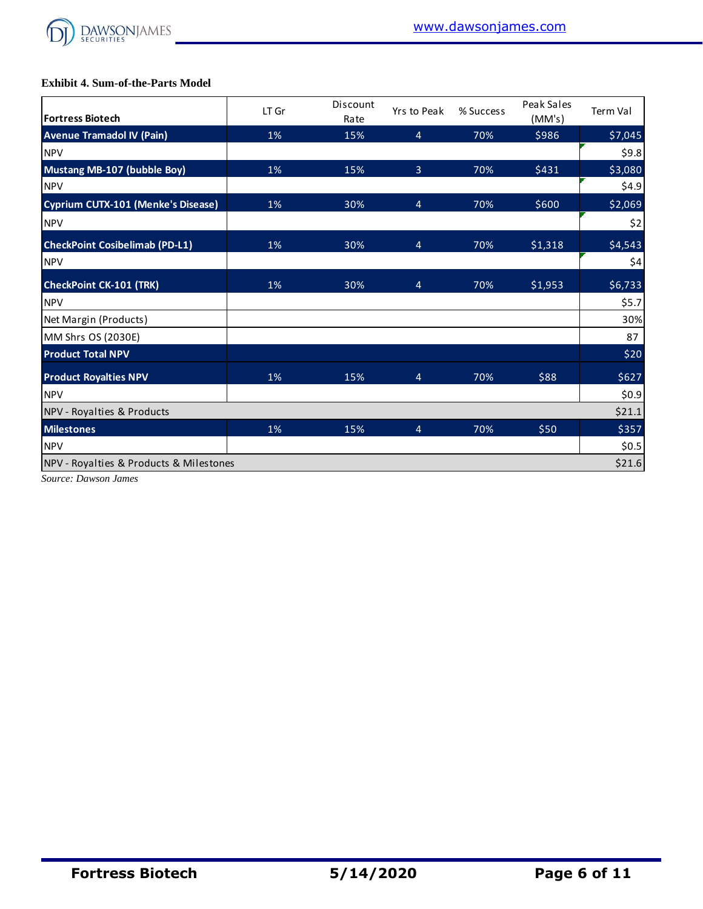**Exhibit 4. Sum-of-the-Parts Model**

| Fortress Biotech | LT Gr | Discount Rate | Yrs to Peak | % Success | Peak Sales (MM's) | Term Val |
|---|---|---|---|---|---|---|
| **Avenue Tramadol IV (Pain)** | 1% | 15% | 4 | 70% | $986 | $7,045 |
| NPV | | | | | | $9.8 |
| **Mustang MB-107 (bubble Boy)** | 1% | 15% | 3 | 70% | $431 | $3,080 |
| NPV | | | | | | $4.9 |
| **Cyprium CUTX-101 (Menke's Disease)** | 1% | 30% | 4 | 70% | $600 | $2,069 |
| NPV | | | | | | $2 |
| **CheckPoint Cosibelimab (PD-L1)** | 1% | 30% | 4 | 70% | $1,318 | $4,543 |
| NPV | | | | | | $4 |
| **CheckPoint CK-101 (TRK)** | 1% | 30% | 4 | 70% | $1,953 | $6,733 |
| NPV | | | | | | $5.7 |
| Net Margin (Products) | | | | | | 30% |
| MM Shrs OS (2030E) | | | | | | 87 |
| **Product Total NPV** | | | | | | $20 |
| **Product Royalties NPV** | 1% | 15% | 4 | 70% | $88 | $627 |
| NPV | | | | | | $0.9 |
| NPV - Royalties & Products | | | | | | $21.1 |
| **Milestones** | 1% | 15% | 4 | 70% | $50 | $357 |
| NPV | | | | | | $0.5 |
| NPV - Royalties & Products & Milestones | | | | | | $21.6 |

*Source: Dawson James*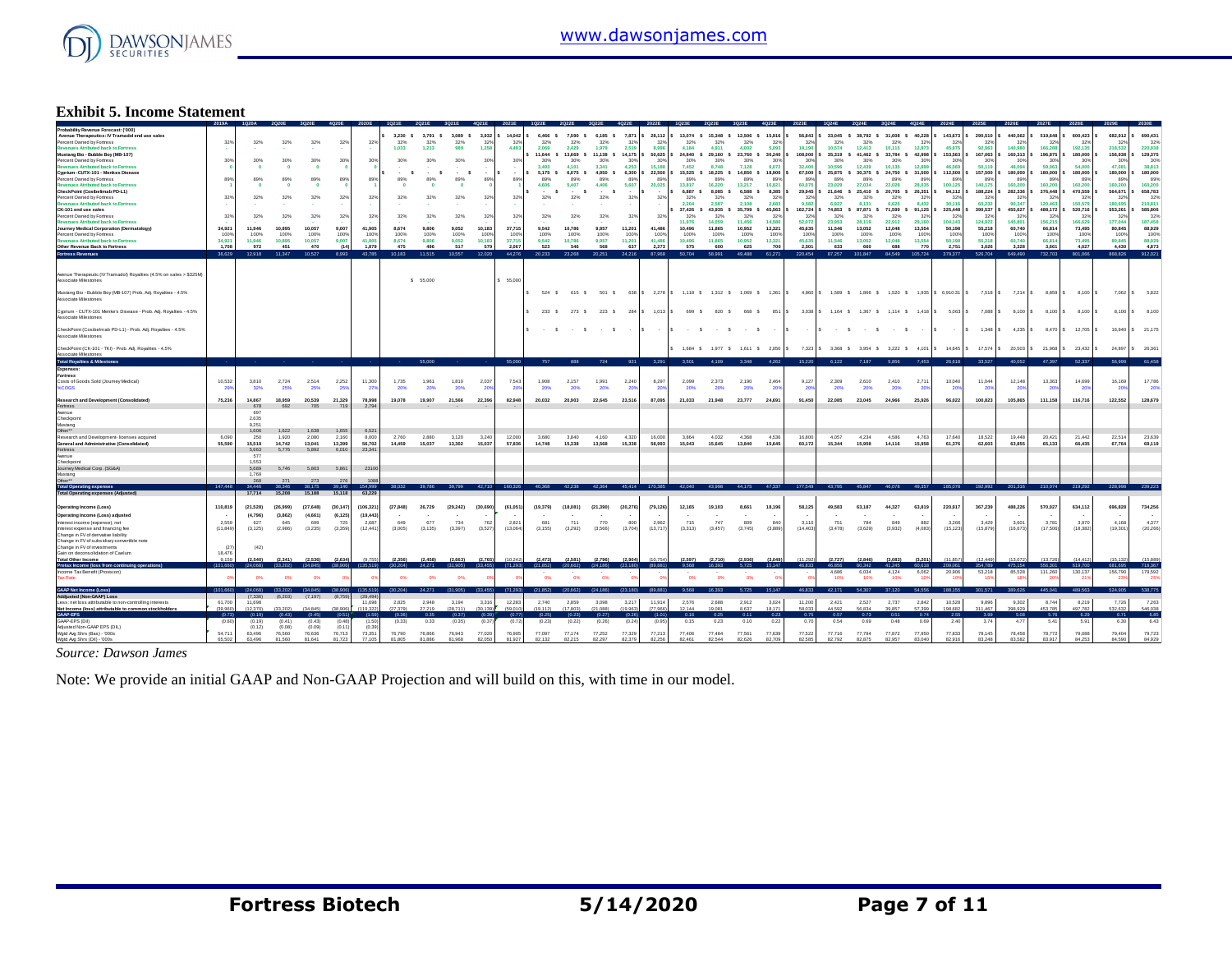# Exhibit 5. Income Statement

| Probability Revenue Forecast: ('000) | 2019A | 1Q20A | 2Q20E | 3Q20E | 4Q20E | 2020E | 1Q21E | 2Q21E | 3Q21E | 4Q21E | 2021E | 1Q22E | 2Q22E | 3Q22E | 4Q22E | 2022E | 1Q23E | 2Q23E | 3Q23E | 4Q23E | 2023E | 1Q24E | 2Q24E | 3Q24E | 4Q24E | 2024E | 2025E | 2026E | 2027E | 2028E | 2029E | 2030E |
|---|---|---|---|---|---|---|---|---|---|---|---|---|---|---|---|---|---|---|---|---|---|---|---|---|---|---|---|---|---|---|---|---|
| Avenue Therapeutics: IV Tramadol end use sales | | | | | | | $ 3,230 | $ 3,791 | $ 3,089 | $ 3,932 | $ 14,042 | $ 6,466 | $ 7,590 | $ 6,185 | $ 7,871 | $ 28,112 | $ 13,074 | $ 15,348 | $ 12,506 | $ 15,916 | $ 56,843 | $ 33,045 | $ 38,792 | $ 31,608 | $ 40,228 | $ 143,673 | $ 290,510 | $ 440,562 | $ 519,648 | $ 600,423 | $ 682,912 | $ 690,431 |
| Percent Owned by Fortress | 32% | 32% | 32% | 32% | 32% | 32% | 32% | 32% | 32% | 32% | 32% | 32% | 32% | 32% | 32% | 32% | 32% | 32% | 32% | 32% | 32% | 32% | 32% | 32% | 32% | 32% | 32% | 32% | 32% | 32% | 32% | 32% |
| Revenues Atributed back to Fortress | - | - | - | - | - | - | 1,033 | 1,213 | 988 | 1,258 | 4,493 | 2,069 | 2,429 | 1,979 | 2,519 | 8,996 | 4,184 | 4,911 | 4,002 | 5,093 | 18,190 | 10,574 | 12,413 | 10,115 | 12,873 | 45,975 | 92,963 | 140,980 | 166,288 | 192,135 | 218,532 | 220,938 |
| Mustang Bio - Bubble Boy (MB-107) | | | | | | | | | | | | $ 11,644 | $ 13,669 | $ 11,138 | $ 14,175 | $ 50,625 | $ 24,840 | $ 29,160 | $ 23,760 | $ 30,240 | $ 108,000 | $ 35,319 | $ 41,462 | $ 33,784 | $ 42,998 | $ 153,563 | $ 167,063 | $ 160,313 | $ 196,875 | $ 180,000 | $ 156,938 | $ 129,375 |
| Percent Owned by Fortress | 30% | 30% | 30% | 30% | 30% | 30% | 30% | 30% | 30% | 30% | 30% | 30% | 30% | 30% | 30% | 30% | 30% | 30% | 30% | 30% | 30% | 30% | 30% | 30% | 30% | 30% | 30% | 30% | 30% | 30% | 30% | 30% |
| Revenues Atributed back to Fortress | 0 | 0 | 0 | 0 | 0 | 0 | - | - | - | - | - | 3,493 | 4,101 | 3,341 | 4,253 | 15,188 | 7,452 | 8,748 | 7,128 | 9,072 | 32,400 | 10,596 | 12,439 | 10,135 | 12,899 | 46,069 | 50,119 | 48,094 | 59,063 | 54,000 | 47,081 | 38,813 |
| Cyprium - CUTX-101 - Menkes Disease | | | | | | | $ - | $ - | $ - | $ - | $ - | $ 5,175 | $ 6,075 | $ 4,950 | $ 6,300 | $ 22,500 | $ 15,525 | $ 18,225 | $ 14,850 | $ 18,900 | $ 67,500 | $ 25,875 | $ 30,375 | $ 24,750 | $ 31,500 | $ 112,500 | $ 157,500 | $ 180,000 | $ 180,000 | $ 180,000 | $ 180,000 | $ 180,000 |
| Percent Owned by Fortress | 89% | 89% | 89% | 89% | 89% | 89% | 89% | 89% | 89% | 89% | 89% | 89% | 89% | 89% | 89% | 89% | 89% | 89% | 89% | 89% | 89% | 89% | 89% | 89% | 89% | 89% | 89% | 89% | 89% | 89% | 89% | 89% |
| Revenues Atributed back to Fortress | 1 | 0 | 0 | 0 | 0 | 1 | 0 | 0 | 0 | 0 | 1 | 4,606 | 5,407 | 4,406 | 5,607 | 20,025 | 13,817 | 16,220 | 13,217 | 16,821 | 60,075 | 23,029 | 27,034 | 22,028 | 28,035 | 100,125 | 140,175 | 160,200 | 160,200 | 160,200 | 160,200 | 160,200 |
| CheckPoint (Cosibelimab PD-L1) | | | | | | | | | | | $ - | $ - | $ - | $ - | $ - | $ - | $ 6,887 | $ 8,085 | $ 6,588 | $ 8,385 | $ 29,945 | $ 21,646 | $ 25,410 | $ 20,705 | $ 26,351 | $ 94,112 | $ 188,224 | $ 282,336 | $ 376,448 | $ 470,559 | $ 564,671 | $ 658,783 |
| Percent Owned by Fortress | 32% | 32% | 32% | 32% | 32% | 32% | 32% | 32% | 32% | 32% | 32% | 32% | 32% | 32% | 32% | 32% | 32% | 32% | 32% | 32% | 32% | 32% | 32% | 32% | 32% | 32% | 32% | 32% | 32% | 32% | 32% | 32% |
| Revenues Atributed back to Fortress | - | - | - | - | - | - | - | - | - | - | - | - | - | - | - | - | 2,204 | 2,587 | 2,108 | 2,683 | 9,582 | 6,927 | 8,131 | 6,625 | 8,432 | 30,116 | 60,232 | 90,347 | 120,463 | 150,579 | 180,695 | 210,811 |
| CK-101 end use sales | | | | | | | | | | | | | | | | | $ 37,426 | $ 43,935 | $ 35,799 | $ 45,563 | $ 162,724 | $ 74,853 | $ 87,871 | $ 71,599 | $ 91,125 | $ 325,448 | $ 390,537 | $ 455,627 | $ 488,172 | $ 520,716 | $ 553,261 | $ 585,806 |
| Percent Owned by Fortress | 32% | 32% | 32% | 32% | 32% | 32% | 32% | 32% | 32% | 32% | 32% | 32% | 32% | 32% | 32% | 32% | 32% | 32% | 32% | 32% | 32% | 32% | 32% | 32% | 32% | 32% | 32% | 32% | 32% | 32% | 32% | 32% |
| Revenues Atributed back to Fortress | | | | | | | | | | | | | | | | | 11,976 | 14,059 | 11,456 | 14,580 | 52,072 | 23,953 | 28,119 | 22,912 | 29,160 | 104,143 | 124,972 | 145,801 | 156,215 | 166,629 | 177,044 | 187,458 |
| Journey Medical Corporation (Dermatology) | 34,921 | 11,946 | 10,895 | 10,057 | 9,007 | 41,905 | 8,674 | 9,806 | 9,052 | 10,183 | 37,715 | 9,542 | 10,786 | 9,957 | 11,201 | 41,486 | 10,496 | 11,865 | 10,952 | 12,321 | 45,635 | 11,546 | 13,052 | 12,048 | 13,554 | 50,198 | 55,218 | 60,740 | 66,814 | 73,495 | 80,845 | 88,929 |
| Percent Owned by Fortress | 100% | 100% | 100% | 100% | 100% | 100% | 100% | 100% | 100% | 100% | 100% | 100% | 100% | 100% | 100% | 100% | 100% | 100% | 100% | 100% | 100% | 100% | 100% | 100% | 100% | 100% | 100% | 100% | 100% | 100% | 100% | 100% |
| Revenues Atributed back to Fortress | 34,921 | 11,946 | 10,895 | 10,057 | 9,007 | 41,905 | 8,674 | 9,806 | 9,052 | 10,183 | 37,715 | 9,542 | 10,786 | 9,957 | 11,201 | 41,486 | 10,496 | 11,865 | 10,952 | 12,321 | 45,635 | 11,546 | 13,052 | 12,048 | 13,554 | 50,198 | 55,218 | 60,740 | 66,814 | 73,495 | 80,845 | 88,929 |
| Other Revenue Back to Fortress | 1,708 | 972 | 451 | 470 | (14) | 1,879 | 475 | 496 | 517 | 579 | 2,067 | 523 | 546 | 568 | 637 | 2,273 | 575 | 600 | 625 | 700 | 2,501 | 633 | 660 | 688 | 770 | 2,751 | 3,026 | 3,328 | 3,661 | 4,027 | 4,430 | 4,873 |
| **Fortress Revenues** | 36,629 | 12,918 | 11,347 | 10,527 | 8,993 | 43,785 | 10,183 | 11,515 | 10,557 | 12,020 | 44,276 | 20,233 | 23,268 | 20,251 | 24,216 | 87,968 | 50,704 | 58,991 | 49,488 | 61,271 | 220,454 | 87,257 | 101,847 | 84,549 | 105,724 | 379,377 | 526,704 | 649,490 | 732,703 | 801,066 | 868,626 | 912,021 |
| Avenue Therapeutic (IV Tramadol) Royalties (4.5% on sales > $325M) | | | | | | | | | | | | | | | | | | | | | | | | | | | | | | | | |
| Associate Milestones | | | | | | | | $ 55,000 | | | $ 55,000 | | | | | | | | | | | | | | | | | | | | | |
| Mustang Bio - Bubble Boy (MB-107) Prob. Adj. Royalties - 4.5% | | | | | | | | | | | | $ 524 | $ 615 | $ 501 | $ 638 | $ 2,278 | $ 1,118 | $ 1,312 | $ 1,069 | $ 1,361 | $ 4,860 | $ 1,589 | $ 1,866 | $ 1,520 | $ 1,935 | $ 6,910.31 | $ 7,518 | $ 7,214 | $ 8,859 | $ 8,100 | $ 7,062 | $ 5,822 |
| Associate Milestones | | | | | | | | | | | | | | | | | | | | | | | | | | | | | | | | |
| Cyprium - CUTX-101 Menke's Disease - Prob. Adj. Royalties - 4.5% | | | | | | | | | | | | $ 233 | $ 273 | $ 223 | $ 284 | $ 1,013 | $ 699 | $ 820 | $ 668 | $ 851 | $ 3,038 | $ 1,164 | $ 1,367 | $ 1,114 | $ 1,418 | $ 5,063 | $ 7,088 | $ 8,100 | $ 8,100 | $ 8,100 | $ 8,100 | $ 8,100 |
| Associate Milestones | | | | | | | | | | | | | | | | | | | | | | | | | | | | | | | | |
| CheckPoint (Cosibelimab PD-L1) - Prob. Adj. Royalties - 4.5% | | | | | | | | | | | | $ - | $ - | $ - | $ - | $ - | $ - | $ - | $ - | $ - | $ - | $ - | $ - | $ - | $ - | $ - | $ 1,348 | $ 4,235 | $ 8,470 | $ 12,705 | $ 16,940 | $ 21,175 |
| Associate Milestones | | | | | | | | | | | | | | | | | | | | | | | | | | | | | | | | |
| CheckPoint (CK-101 - TKI) - Prob. Adj. Royalties - 4.5% | | | | | | | | | | | | | | | | | $ 1,684 | $ 1,977 | $ 1,611 | $ 2,050 | $ 7,323 | $ 3,368 | $ 3,954 | $ 3,222 | $ 4,101 | $ 14,645 | $ 17,574 | $ 20,503 | $ 21,968 | $ 23,432 | $ 24,897 | $ 26,361 |
| Associate Milestones | | | | | | | | | | | | | | | | | | | | | | | | | | | | | | | | |
| **Total Royalties & Milestones** | - | - | - | - | - | - | - | 55,000 | - | - | 55,000 | 757 | 888 | 724 | 921 | 3,291 | 3,501 | 4,109 | 3,348 | 4,262 | 15,220 | 6,122 | 7,187 | 5,856 | 7,453 | 26,618 | 33,527 | 40,052 | 47,397 | 52,337 | 56,999 | 61,458 |
| **Expenses:** | | | | | | | | | | | | | | | | | | | | | | | | | | | | | | | | |
| **Fortress** | | | | | | | | | | | | | | | | | | | | | | | | | | | | | | | | |
| Costs of Goods Sold (Journey Medical) | 10,532 | 3,810 | 2,724 | 2,514 | 2,252 | 11,300 | 1,735 | 1,961 | 1,810 | 2,037 | 7,543 | 1,908 | 2,157 | 1,991 | 2,240 | 8,297 | 2,099 | 2,373 | 2,190 | 2,464 | 9,127 | 2,309 | 2,610 | 2,410 | 2,711 | 10,040 | 11,044 | 12,148 | 13,363 | 14,699 | 16,169 | 17,786 |
| %COGS | 29% | 32% | 25% | 25% | 25% | 27% | 20% | 20% | 20% | 20% | 20% | 20% | 20% | 20% | 20% | 20% | 20% | 20% | 20% | 20% | 20% | 20% | 20% | 20% | 20% | 20% | 20% | 20% | 20% | 20% | 20% | 20% |
| Research and Development (Consolidated) | 75,236 | 14,867 | 18,959 | 20,539 | 21,329 | 75,694 | 19,078 | 19,907 | 21,566 | 22,396 | 82,948 | 20,032 | 20,903 | 22,645 | 23,516 | 87,095 | 21,033 | 21,948 | 23,777 | 24,691 | 91,450 | 22,085 | 23,045 | 24,966 | 25,926 | 96,022 | 100,823 | 105,865 | 111,158 | 116,716 | 122,552 | 128,679 |
| Fortress | | 678 | 692 | 705 | 719 | 2,794 | | | | | | | | | | | | | | | | | | | | | | | | | | |
| Avenue | | 697 | | | | | | | | | | | | | | | | | | | | | | | | | | | | | | |
| Checkpoint | | 2,635 | | | | | | | | | | | | | | | | | | | | | | | | | | | | | | |
| Mustang | | 9,251 | | | | | | | | | | | | | | | | | | | | | | | | | | | | | | |
| Other** | | 1,606 | 1,622 | 1,638 | 1,655 | 6,521 | | | | | | | | | | | | | | | | | | | | | | | | | | |
| Research and Development- licenses acquired | 6,090 | 250 | 1,920 | 2,080 | 2,160 | 8,000 | 2,760 | 2,880 | 3,120 | 3,240 | 12,000 | 3,680 | 3,840 | 4,160 | 4,320 | 16,000 | 3,864 | 4,032 | 4,368 | 4,536 | 16,800 | 4,057 | 4,234 | 4,586 | 4,763 | 17,640 | 18,522 | 19,448 | 20,421 | 21,442 | 22,514 | 23,639 |
| General and Administrative (Consolidated) | 55,590 | 15,519 | 14,742 | 13,041 | 13,399 | 56,702 | 14,459 | 15,037 | 13,302 | 15,037 | 57,836 | 14,748 | 15,338 | 13,568 | 15,338 | 58,993 | 15,043 | 15,645 | 13,840 | 15,645 | 60,172 | 15,344 | 15,958 | 14,116 | 15,958 | 61,376 | 62,603 | 63,855 | 65,133 | 66,435 | 67,764 | 69,119 |
| Fortress | | 5,663 | 5,776 | 5,892 | 6,010 | 23,341 | | | | | | | | | | | | | | | | | | | | | | | | | | |
| Avenue | | 577 | | | | | | | | | | | | | | | | | | | | | | | | | | | | | | |
| Checkpoint | | 1,553 | | | | | | | | | | | | | | | | | | | | | | | | | | | | | | |
| Journey Medical Corp. (SG&A) | | 5,689 | 5,746 | 5,803 | 5,861 | 23100 | | | | | | | | | | | | | | | | | | | | | | | | | | |
| Mustang | | 1,769 | | | | | | | | | | | | | | | | | | | | | | | | | | | | | | |
| Other** | | 268 | 271 | 273 | 276 | 1088 | | | | | | | | | | | | | | | | | | | | | | | | | | |
| **Total Operating expenses** | 147,448 | 34,446 | 38,346 | 38,175 | 39,140 | 154,999 | 38,032 | 39,786 | 39,799 | 42,710 | 160,326 | 40,368 | 42,238 | 42,364 | 45,414 | 170,385 | 42,040 | 43,998 | 44,175 | 47,337 | 177,549 | 43,795 | 45,847 | 46,078 | 49,357 | 185,078 | 192,992 | 201,316 | 210,074 | 219,292 | 228,998 | 239,223 |
| **Total Operating expenses (Adjusted)** | | 17,714 | 15,208 | 15,188 | 15,118 | 63,229 | | | | | | | | | | | | | | | | | | | | | | | | | | |
| **Operating Income (Loss)** | 110,819 | (21,528) | (26,999) | (27,648) | (30,147) | (106,321) | (27,848) | 26,729 | (29,242) | (30,690) | (61,051) | (19,379) | (18,081) | (21,390) | (20,276) | (79,126) | 12,165 | 19,103 | 8,661 | 18,196 | 58,125 | 49,583 | 63,187 | 44,327 | 63,819 | 220,917 | 367,239 | 488,226 | 570,027 | 634,112 | 696,828 | 734,256 |
| **Operating Income (Loss) adjusted** | - | (4,796) | (3,862) | (4,661) | (6,125) | (19,443) | - | - | - | - | - | - | - | - | - | - | - | - | - | - | - | - | - | - | - | - | - | - | - | - | - | - |
| Interest income (expense), net | 2,559 | 627 | 645 | 699 | 725 | 2,687 | 649 | 677 | 734 | 762 | 2,821 | 681 | 711 | 770 | 800 | 2,962 | 715 | 747 | 809 | 840 | 3,110 | 751 | 784 | 849 | 882 | 3,266 | 3,429 | 3,601 | 3,781 | 3,970 | 4,168 | 4,377 |
| Interest expense and financing fee | (11,849) | (3,125) | (2,986) | (3,235) | (3,259) | (12,441) | (3,005) | (3,135) | (3,397) | (3,527) | (13,064) | (3,155) | (3,292) | (3,566) | (3,704) | (13,717) | (3,313) | (3,457) | (3,745) | (3,889) | (14,403) | (3,478) | (3,629) | (3,932) | (4,083) | (15,123) | (15,879) | (16,673) | (17,506) | (18,382) | (19,301) | (20,266) |
| Change in FV of derivative liability | | | | | | | | | | | | | | | | | | | | | | | | | | | | | | | | |
| Change in FV of subsidiary convertible note | | | | | | | | | | | | | | | | | | | | | | | | | | | | | | | | |
| Change in FV of investments | (27) | (42) | | | | | | | | | | | | | | | | | | | | | | | | | | | | | | |
| Gain on deconsolidation of Caelum | 18,476 | | | | | | | | | | | | | | | | | | | | | | | | | | | | | | | |
| **Total Other Income** | 9,159 | (2,540) | (2,341) | (2,536) | (2,534) | (9,755) | (2,356) | (2,458) | (2,663) | (2,765) | (10,242) | (2,473) | (2,581) | (2,796) | (2,904) | (10,754) | (2,597) | (2,710) | (2,936) | (3,049) | (11,292) | (2,727) | (2,846) | (3,083) | (3,201) | (11,857) | (12,449) | (13,072) | (13,726) | (14,412) | (15,132) | (15,889) |
| **Pretax Income (loss from continuing operations)** | (101,660) | (24,068) | (33,202) | (34,845) | (38,906) | (135,519) | (30,204) | 24,271 | (31,905) | (33,455) | (71,293) | (21,852) | (20,662) | (24,186) | (23,180) | (89,881) | 9,568 | 16,393 | 5,725 | 15,147 | 46,833 | 46,856 | 60,342 | 41,245 | 60,618 | 209,061 | 354,789 | 475,154 | 556,301 | 619,700 | 681,695 | 718,367 |
| Income Tax Benefit (Provision) | | | | | | | | | | | | | | | | | | | | | | 4,686 | 6,034 | 4,124 | 6,062 | 20,906 | 53,218 | 95,528 | 111,260 | 130,137 | 156,790 | 179,592 |
| Tax Rate | 0% | 0% | 0% | 0% | 0% | 0% | 0% | 0% | 0% | 0% | 0% | 0% | 0% | 0% | 0% | 0% | 0% | 0% | 0% | 0% | 0% | 10% | 10% | 10% | 10% | 10% | 15% | 18% | 20% | 21% | 23% | 25% |
| **GAAP Net Income (Loss)** | (101,660) | (24,068) | (33,202) | (34,845) | (38,906) | (135,519) | (30,204) | 24,271 | (31,905) | (33,455) | (71,293) | (21,852) | (20,662) | (24,186) | (23,180) | (89,881) | 9,568 | 16,393 | 5,725 | 15,147 | 46,833 | 42,171 | 54,307 | 37,120 | 54,556 | 188,155 | 301,571 | 389,626 | 445,041 | 489,563 | 524,905 | 538,775 |
| **Adjusted (Non-GAAP) Loss** | | (7,336) | (6,203) | (7,197) | (8,759) | (29,494) | | | | | | | | | | | | | | | | | | | | | | | | | | |
| Less: net loss attributable to non-controlling interests | 61,700 | 11,698 | - | - | - | 11,698 | 2,825 | 2,948 | 3,194 | 3,316 | 12,283 | 2,740 | 2,859 | 3,098 | 3,217 | 11,914 | 2,576 | 2,688 | 2,912 | 3,024 | 11,200 | 2,421 | 2,527 | 2,737 | 2,842 | 10,528 | 9,896 | 8,302 | 8,744 | 8,219 | 7,726 | 7,263 |
| **Net Income (loss) attributable to common stockholders** | (39,960) | (12,370) | (33,202) | (34,845) | (38,906) | (119,322) | (27,379) | 27,219 | (28,711) | (30,139) | (59,010) | (19,112) | (17,803) | (21,088) | (19,963) | (77,966) | 12,144 | 19,081 | 8,637 | 18,171 | 58,033 | 44,592 | 56,834 | 39,857 | 57,399 | 198,682 | 311,467 | 398,929 | 453,785 | 497,782 | 532,632 | 546,038 |
| **GAAP-EPS** | (0.73) | (0.19) | (0.43) | (0.45) | (0.51) | (1.59) | (0.36) | 0.35 | (0.37) | (0.39) | (0.77) | (0.25) | (0.23) | (0.27) | (0.26) | (1.01) | 0.16 | 0.25 | 0.11 | 0.23 | 0.75 | 0.57 | 0.73 | 0.51 | 0.74 | 2.55 | 3.99 | 5.08 | 5.76 | 6.29 | 6.71 | 6.85 |
| GAAP-EPS (Dil) | (0.60) | (0.19) | (0.41) | (0.43) | (0.48) | (1.50) | (0.33) | 0.33 | (0.35) | (0.37) | (0.72) | (0.23) | (0.22) | (0.26) | (0.24) | (0.95) | 0.15 | 0.23 | 0.10 | 0.22 | 0.70 | 0.54 | 0.69 | 0.48 | 0.69 | 2.40 | 3.74 | 4.77 | 5.41 | 5.91 | 6.30 | 6.43 |
| Adjusted Non-GAAP EPS (DIL) | | (0.12) | (0.08) | (0.09) | (0.11) | (0.39) | | | | | | | | | | | | | | | | | | | | | | | | | | |
| Wgtd Avg Shrs (Bas) - '000s | 54,711 | 63,496 | 76,560 | 76,636 | 76,713 | 73,351 | 76,790 | 76,866 | 76,943 | 77,020 | 76,905 | 77,097 | 77,174 | 77,252 | 77,329 | 77,213 | 77,406 | 77,484 | 77,561 | 77,639 | 77,523 | 77,716 | 77,794 | 77,872 | 77,950 | 77,833 | 78,145 | 78,458 | 78,772 | 79,088 | 79,404 | 79,723 |
| Wgtd Avg Shrs (Dil) - '000s | 65,502 | 63,496 | 81,560 | 81,641 | 81,723 | 77,105 | 81,805 | 81,886 | 81,968 | 82,050 | 81,927 | 82,132 | 82,215 | 82,297 | 82,379 | 82,256 | 82,461 | 82,544 | 82,626 | 82,709 | 82,585 | 82,792 | 82,875 | 82,957 | 83,040 | 82,916 | 83,248 | 83,582 | 83,917 | 84,253 | 84,590 | 84,929 |

*Source: Dawson James*

Note: We provide an initial GAAP and Non-GAAP Projection and will build on this, with time in our model.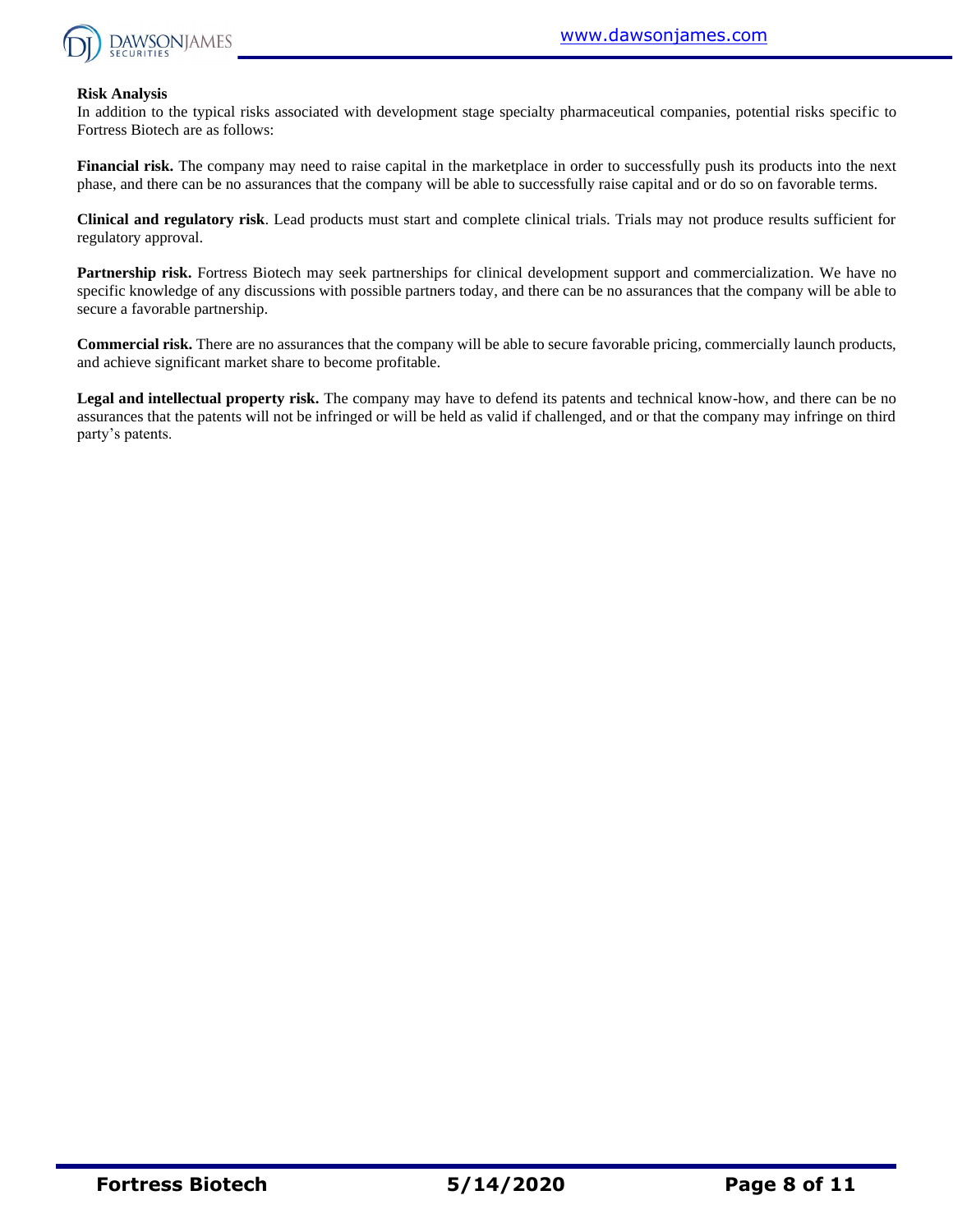## Risk Analysis

In addition to the typical risks associated with development stage specialty pharmaceutical companies, potential risks specific to Fortress Biotech are as follows:

**Financial risk.** The company may need to raise capital in the marketplace in order to successfully push its products into the next phase, and there can be no assurances that the company will be able to successfully raise capital and or do so on favorable terms.

**Clinical and regulatory risk**. Lead products must start and complete clinical trials. Trials may not produce results sufficient for regulatory approval.

**Partnership risk.** Fortress Biotech may seek partnerships for clinical development support and commercialization. We have no specific knowledge of any discussions with possible partners today, and there can be no assurances that the company will be able to secure a favorable partnership.

**Commercial risk.** There are no assurances that the company will be able to secure favorable pricing, commercially launch products, and achieve significant market share to become profitable.

**Legal and intellectual property risk.** The company may have to defend its patents and technical know-how, and there can be no assurances that the patents will not be infringed or will be held as valid if challenged, and or that the company may infringe on third party's patents.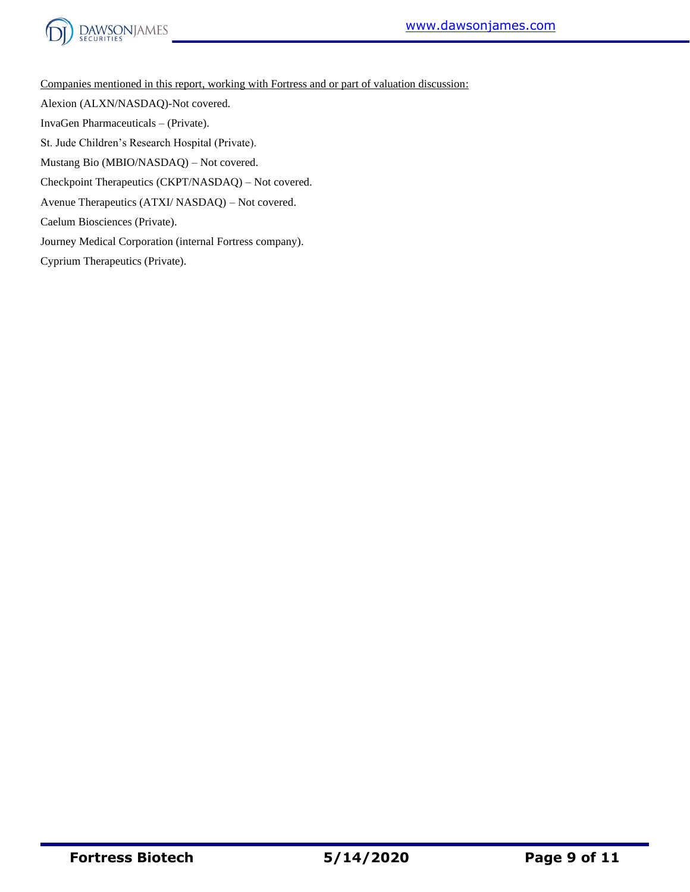<u>Companies mentioned in this report, working with Fortress and or part of valuation discussion:</u>

Alexion (ALXN/NASDAQ)-Not covered.

InvaGen Pharmaceuticals – (Private).

St. Jude Children's Research Hospital (Private).

Mustang Bio (MBIO/NASDAQ) – Not covered.

Checkpoint Therapeutics (CKPT/NASDAQ) – Not covered.

Avenue Therapeutics (ATXI/ NASDAQ) – Not covered.

Caelum Biosciences (Private).

Journey Medical Corporation (internal Fortress company).

Cyprium Therapeutics (Private).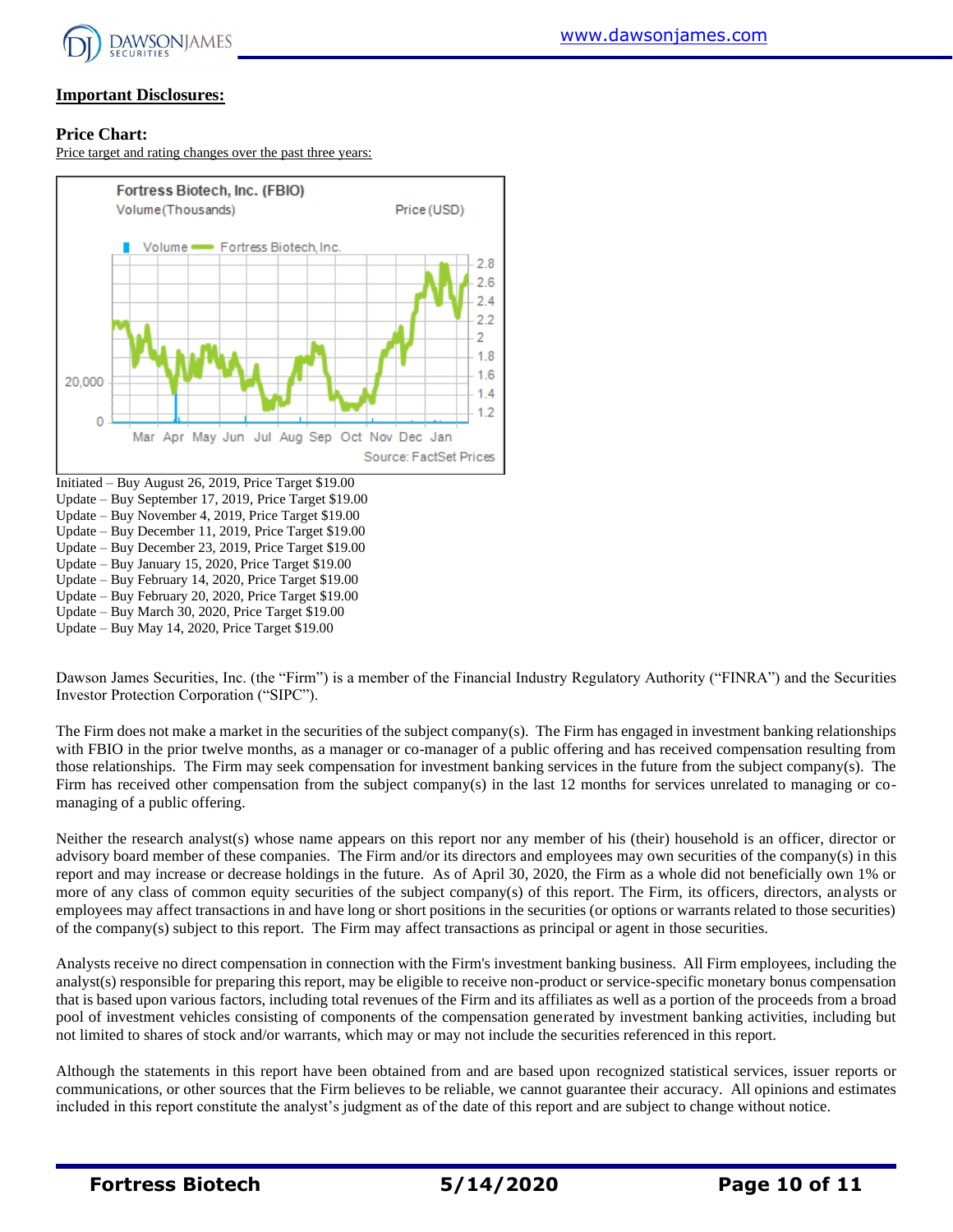## Important Disclosures:

### Price Chart:

Price target and rating changes over the past three years:

Initiated – Buy August 26, 2019, Price Target $19.00
Update – Buy September 17, 2019, Price Target $19.00
Update – Buy November 4, 2019, Price Target $19.00
Update – Buy December 11, 2019, Price Target $19.00
Update – Buy December 23, 2019, Price Target $19.00
Update – Buy January 15, 2020, Price Target $19.00
Update – Buy February 14, 2020, Price Target $19.00
Update – Buy February 20, 2020, Price Target $19.00
Update – Buy March 30, 2020, Price Target $19.00
Update – Buy May 14, 2020, Price Target $19.00

Dawson James Securities, Inc. (the "Firm") is a member of the Financial Industry Regulatory Authority ("FINRA") and the Securities Investor Protection Corporation ("SIPC").

The Firm does not make a market in the securities of the subject company(s). The Firm has engaged in investment banking relationships with FBIO in the prior twelve months, as a manager or co-manager of a public offering and has received compensation resulting from those relationships. The Firm may seek compensation for investment banking services in the future from the subject company(s). The Firm has received other compensation from the subject company(s) in the last 12 months for services unrelated to managing or co-managing of a public offering.

Neither the research analyst(s) whose name appears on this report nor any member of his (their) household is an officer, director or advisory board member of these companies. The Firm and/or its directors and employees may own securities of the company(s) in this report and may increase or decrease holdings in the future. As of April 30, 2020, the Firm as a whole did not beneficially own 1% or more of any class of common equity securities of the subject company(s) of this report. The Firm, its officers, directors, analysts or employees may affect transactions in and have long or short positions in the securities (or options or warrants related to those securities) of the company(s) subject to this report. The Firm may affect transactions as principal or agent in those securities.

Analysts receive no direct compensation in connection with the Firm's investment banking business. All Firm employees, including the analyst(s) responsible for preparing this report, may be eligible to receive non-product or service-specific monetary bonus compensation that is based upon various factors, including total revenues of the Firm and its affiliates as well as a portion of the proceeds from a broad pool of investment vehicles consisting of components of the compensation generated by investment banking activities, including but not limited to shares of stock and/or warrants, which may or may not include the securities referenced in this report.

Although the statements in this report have been obtained from and are based upon recognized statistical services, issuer reports or communications, or other sources that the Firm believes to be reliable, we cannot guarantee their accuracy. All opinions and estimates included in this report constitute the analyst's judgment as of the date of this report and are subject to change without notice.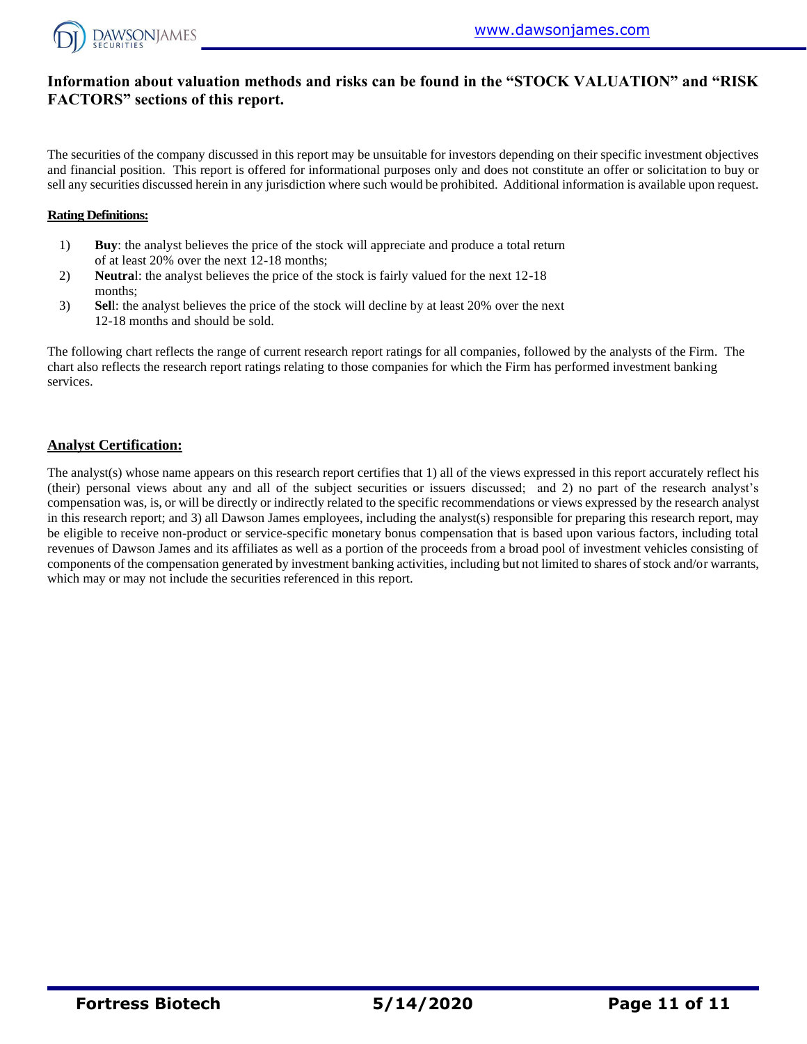**Information about valuation methods and risks can be found in the "STOCK VALUATION" and "RISK FACTORS" sections of this report.**

The securities of the company discussed in this report may be unsuitable for investors depending on their specific investment objectives and financial position. This report is offered for informational purposes only and does not constitute an offer or solicitation to buy or sell any securities discussed herein in any jurisdiction where such would be prohibited. Additional information is available upon request.

**Rating Definitions:**

1) **Buy**: the analyst believes the price of the stock will appreciate and produce a total return of at least 20% over the next 12-18 months;
2) **Neutral**: the analyst believes the price of the stock is fairly valued for the next 12-18 months;
3) **Sell**: the analyst believes the price of the stock will decline by at least 20% over the next 12-18 months and should be sold.

The following chart reflects the range of current research report ratings for all companies, followed by the analysts of the Firm. The chart also reflects the research report ratings relating to those companies for which the Firm has performed investment banking services.

## Analyst Certification:

The analyst(s) whose name appears on this research report certifies that 1) all of the views expressed in this report accurately reflect his (their) personal views about any and all of the subject securities or issuers discussed; and 2) no part of the research analyst's compensation was, is, or will be directly or indirectly related to the specific recommendations or views expressed by the research analyst in this research report; and 3) all Dawson James employees, including the analyst(s) responsible for preparing this research report, may be eligible to receive non-product or service-specific monetary bonus compensation that is based upon various factors, including total revenues of Dawson James and its affiliates as well as a portion of the proceeds from a broad pool of investment vehicles consisting of components of the compensation generated by investment banking activities, including but not limited to shares of stock and/or warrants, which may or may not include the securities referenced in this report.